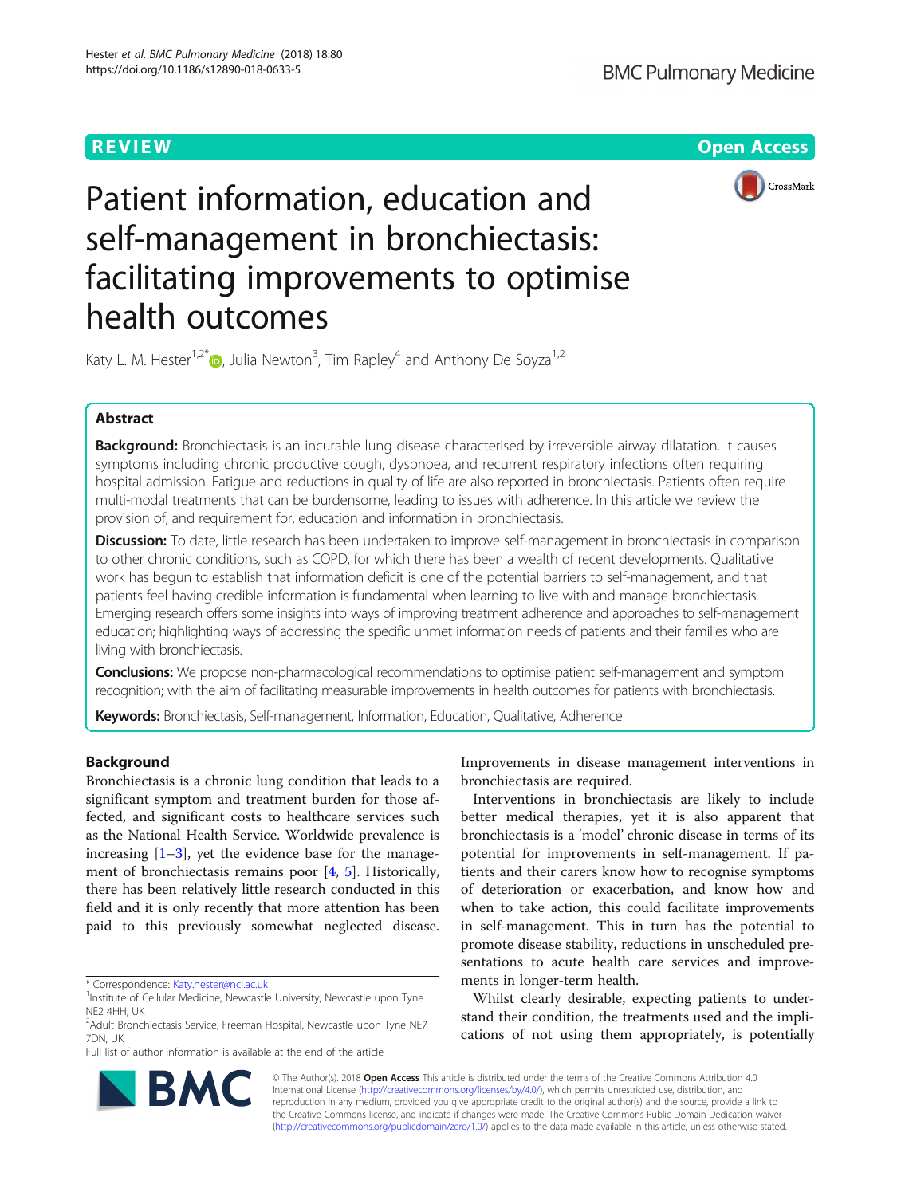REVIEW Open Access

# Patient information, education and self-management in bronchiectasis: facilitating improvements to optimise health outcomes

Katy L. M. Hester[1,2*], Julia Newton[3], Tim Rapley[4] and Anthony De Soyza[1,2]

## Abstract

**Background:** Bronchiectasis is an incurable lung disease characterised by irreversible airway dilatation. It causes symptoms including chronic productive cough, dyspnoea, and recurrent respiratory infections often requiring hospital admission. Fatigue and reductions in quality of life are also reported in bronchiectasis. Patients often require multi-modal treatments that can be burdensome, leading to issues with adherence. In this article we review the provision of, and requirement for, education and information in bronchiectasis.

**Discussion:** To date, little research has been undertaken to improve self-management in bronchiectasis in comparison to other chronic conditions, such as COPD, for which there has been a wealth of recent developments. Qualitative work has begun to establish that information deficit is one of the potential barriers to self-management, and that patients feel having credible information is fundamental when learning to live with and manage bronchiectasis. Emerging research offers some insights into ways of improving treatment adherence and approaches to self-management education; highlighting ways of addressing the specific unmet information needs of patients and their families who are living with bronchiectasis.

**Conclusions:** We propose non-pharmacological recommendations to optimise patient self-management and symptom recognition; with the aim of facilitating measurable improvements in health outcomes for patients with bronchiectasis.

**Keywords:** Bronchiectasis, Self-management, Information, Education, Qualitative, Adherence

## Background

Bronchiectasis is a chronic lung condition that leads to a significant symptom and treatment burden for those affected, and significant costs to healthcare services such as the National Health Service. Worldwide prevalence is increasing [1–3], yet the evidence base for the management of bronchiectasis remains poor [4, 5]. Historically, there has been relatively little research conducted in this field and it is only recently that more attention has been paid to this previously somewhat neglected disease. Improvements in disease management interventions in bronchiectasis are required.

Interventions in bronchiectasis are likely to include better medical therapies, yet it is also apparent that bronchiectasis is a 'model' chronic disease in terms of its potential for improvements in self-management. If patients and their carers know how to recognise symptoms of deterioration or exacerbation, and know how and when to take action, this could facilitate improvements in self-management. This in turn has the potential to promote disease stability, reductions in unscheduled presentations to acute health care services and improvements in longer-term health.

Whilst clearly desirable, expecting patients to understand their condition, the treatments used and the implications of not using them appropriately, is potentially

\* Correspondence: Katy.hester@ncl.ac.uk

[1]Institute of Cellular Medicine, Newcastle University, Newcastle upon Tyne NE2 4HH, UK

[2]Adult Bronchiectasis Service, Freeman Hospital, Newcastle upon Tyne NE7 7DN, UK

Full list of author information is available at the end of the article

© The Author(s). 2018 **Open Access** This article is distributed under the terms of the Creative Commons Attribution 4.0 International License (http://creativecommons.org/licenses/by/4.0/), which permits unrestricted use, distribution, and reproduction in any medium, provided you give appropriate credit to the original author(s) and the source, provide a link to the Creative Commons license, and indicate if changes were made. The Creative Commons Public Domain Dedication waiver (http://creativecommons.org/publicdomain/zero/1.0/) applies to the data made available in this article, unless otherwise stated.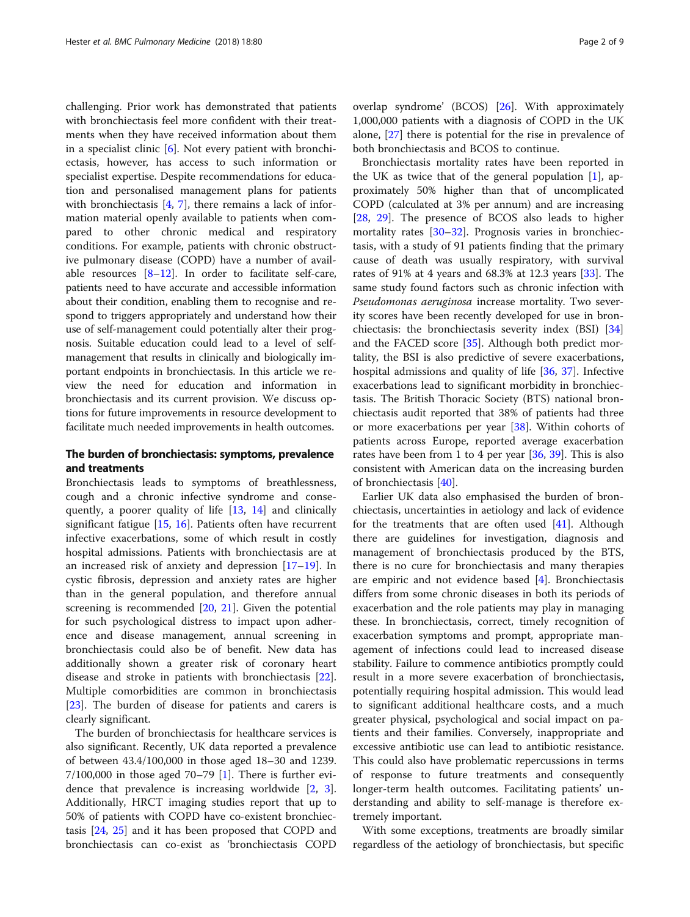challenging. Prior work has demonstrated that patients with bronchiectasis feel more confident with their treatments when they have received information about them in a specialist clinic [6]. Not every patient with bronchiectasis, however, has access to such information or specialist expertise. Despite recommendations for education and personalised management plans for patients with bronchiectasis [4, 7], there remains a lack of information material openly available to patients when compared to other chronic medical and respiratory conditions. For example, patients with chronic obstructive pulmonary disease (COPD) have a number of available resources [8–12]. In order to facilitate self-care, patients need to have accurate and accessible information about their condition, enabling them to recognise and respond to triggers appropriately and understand how their use of self-management could potentially alter their prognosis. Suitable education could lead to a level of self-management that results in clinically and biologically important endpoints in bronchiectasis. In this article we review the need for education and information in bronchiectasis and its current provision. We discuss options for future improvements in resource development to facilitate much needed improvements in health outcomes.

## The burden of bronchiectasis: symptoms, prevalence and treatments

Bronchiectasis leads to symptoms of breathlessness, cough and a chronic infective syndrome and consequently, a poorer quality of life [13, 14] and clinically significant fatigue [15, 16]. Patients often have recurrent infective exacerbations, some of which result in costly hospital admissions. Patients with bronchiectasis are at an increased risk of anxiety and depression [17–19]. In cystic fibrosis, depression and anxiety rates are higher than in the general population, and therefore annual screening is recommended [20, 21]. Given the potential for such psychological distress to impact upon adherence and disease management, annual screening in bronchiectasis could also be of benefit. New data has additionally shown a greater risk of coronary heart disease and stroke in patients with bronchiectasis [22]. Multiple comorbidities are common in bronchiectasis [23]. The burden of disease for patients and carers is clearly significant.

The burden of bronchiectasis for healthcare services is also significant. Recently, UK data reported a prevalence of between 43.4/100,000 in those aged 18–30 and 1239.7/100,000 in those aged 70–79 [1]. There is further evidence that prevalence is increasing worldwide [2, 3]. Additionally, HRCT imaging studies report that up to 50% of patients with COPD have co-existent bronchiectasis [24, 25] and it has been proposed that COPD and bronchiectasis can co-exist as 'bronchiectasis COPD overlap syndrome' (BCOS) [26]. With approximately 1,000,000 patients with a diagnosis of COPD in the UK alone, [27] there is potential for the rise in prevalence of both bronchiectasis and BCOS to continue.

Bronchiectasis mortality rates have been reported in the UK as twice that of the general population [1], approximately 50% higher than that of uncomplicated COPD (calculated at 3% per annum) and are increasing [28, 29]. The presence of BCOS also leads to higher mortality rates [30–32]. Prognosis varies in bronchiectasis, with a study of 91 patients finding that the primary cause of death was usually respiratory, with survival rates of 91% at 4 years and 68.3% at 12.3 years [33]. The same study found factors such as chronic infection with *Pseudomonas aeruginosa* increase mortality. Two severity scores have been recently developed for use in bronchiectasis: the bronchiectasis severity index (BSI) [34] and the FACED score [35]. Although both predict mortality, the BSI is also predictive of severe exacerbations, hospital admissions and quality of life [36, 37]. Infective exacerbations lead to significant morbidity in bronchiectasis. The British Thoracic Society (BTS) national bronchiectasis audit reported that 38% of patients had three or more exacerbations per year [38]. Within cohorts of patients across Europe, reported average exacerbation rates have been from 1 to 4 per year [36, 39]. This is also consistent with American data on the increasing burden of bronchiectasis [40].

Earlier UK data also emphasised the burden of bronchiectasis, uncertainties in aetiology and lack of evidence for the treatments that are often used [41]. Although there are guidelines for investigation, diagnosis and management of bronchiectasis produced by the BTS, there is no cure for bronchiectasis and many therapies are empiric and not evidence based [4]. Bronchiectasis differs from some chronic diseases in both its periods of exacerbation and the role patients may play in managing these. In bronchiectasis, correct, timely recognition of exacerbation symptoms and prompt, appropriate management of infections could lead to increased disease stability. Failure to commence antibiotics promptly could result in a more severe exacerbation of bronchiectasis, potentially requiring hospital admission. This would lead to significant additional healthcare costs, and a much greater physical, psychological and social impact on patients and their families. Conversely, inappropriate and excessive antibiotic use can lead to antibiotic resistance. This could also have problematic repercussions in terms of response to future treatments and consequently longer-term health outcomes. Facilitating patients' understanding and ability to self-manage is therefore extremely important.

With some exceptions, treatments are broadly similar regardless of the aetiology of bronchiectasis, but specific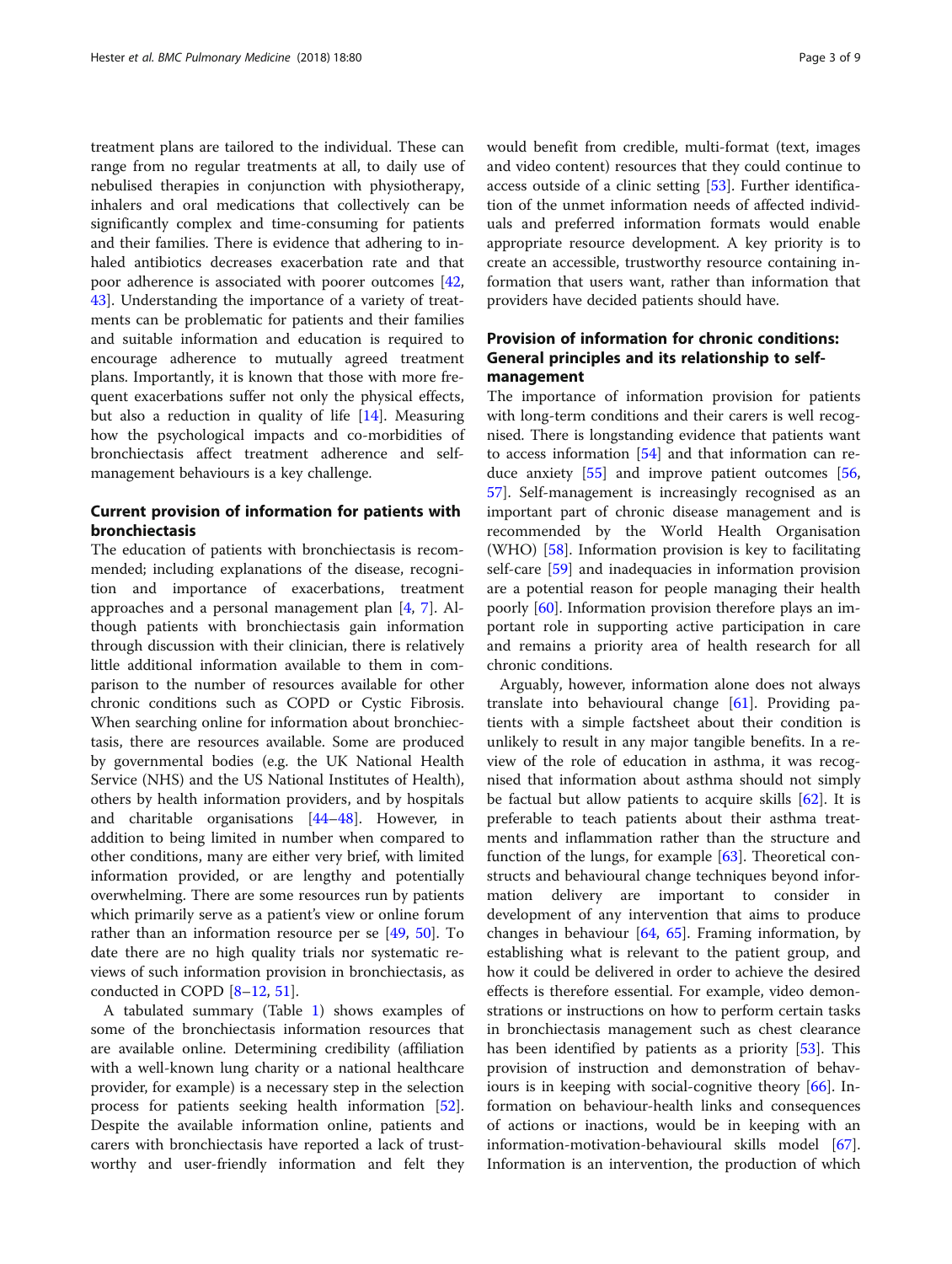treatment plans are tailored to the individual. These can range from no regular treatments at all, to daily use of nebulised therapies in conjunction with physiotherapy, inhalers and oral medications that collectively can be significantly complex and time-consuming for patients and their families. There is evidence that adhering to inhaled antibiotics decreases exacerbation rate and that poor adherence is associated with poorer outcomes [42, 43]. Understanding the importance of a variety of treatments can be problematic for patients and their families and suitable information and education is required to encourage adherence to mutually agreed treatment plans. Importantly, it is known that those with more frequent exacerbations suffer not only the physical effects, but also a reduction in quality of life [14]. Measuring how the psychological impacts and co-morbidities of bronchiectasis affect treatment adherence and self-management behaviours is a key challenge.

## Current provision of information for patients with bronchiectasis

The education of patients with bronchiectasis is recommended; including explanations of the disease, recognition and importance of exacerbations, treatment approaches and a personal management plan [4, 7]. Although patients with bronchiectasis gain information through discussion with their clinician, there is relatively little additional information available to them in comparison to the number of resources available for other chronic conditions such as COPD or Cystic Fibrosis. When searching online for information about bronchiectasis, there are resources available. Some are produced by governmental bodies (e.g. the UK National Health Service (NHS) and the US National Institutes of Health), others by health information providers, and by hospitals and charitable organisations [44–48]. However, in addition to being limited in number when compared to other conditions, many are either very brief, with limited information provided, or are lengthy and potentially overwhelming. There are some resources run by patients which primarily serve as a patient's view or online forum rather than an information resource per se [49, 50]. To date there are no high quality trials nor systematic reviews of such information provision in bronchiectasis, as conducted in COPD [8–12, 51].

A tabulated summary (Table 1) shows examples of some of the bronchiectasis information resources that are available online. Determining credibility (affiliation with a well-known lung charity or a national healthcare provider, for example) is a necessary step in the selection process for patients seeking health information [52]. Despite the available information online, patients and carers with bronchiectasis have reported a lack of trustworthy and user-friendly information and felt they would benefit from credible, multi-format (text, images and video content) resources that they could continue to access outside of a clinic setting [53]. Further identification of the unmet information needs of affected individuals and preferred information formats would enable appropriate resource development. A key priority is to create an accessible, trustworthy resource containing information that users want, rather than information that providers have decided patients should have.

## Provision of information for chronic conditions: General principles and its relationship to self-management

The importance of information provision for patients with long-term conditions and their carers is well recognised. There is longstanding evidence that patients want to access information [54] and that information can reduce anxiety [55] and improve patient outcomes [56, 57]. Self-management is increasingly recognised as an important part of chronic disease management and is recommended by the World Health Organisation (WHO) [58]. Information provision is key to facilitating self-care [59] and inadequacies in information provision are a potential reason for people managing their health poorly [60]. Information provision therefore plays an important role in supporting active participation in care and remains a priority area of health research for all chronic conditions.

Arguably, however, information alone does not always translate into behavioural change [61]. Providing patients with a simple factsheet about their condition is unlikely to result in any major tangible benefits. In a review of the role of education in asthma, it was recognised that information about asthma should not simply be factual but allow patients to acquire skills [62]. It is preferable to teach patients about their asthma treatments and inflammation rather than the structure and function of the lungs, for example [63]. Theoretical constructs and behavioural change techniques beyond information delivery are important to consider in development of any intervention that aims to produce changes in behaviour [64, 65]. Framing information, by establishing what is relevant to the patient group, and how it could be delivered in order to achieve the desired effects is therefore essential. For example, video demonstrations or instructions on how to perform certain tasks in bronchiectasis management such as chest clearance has been identified by patients as a priority [53]. This provision of instruction and demonstration of behaviours is in keeping with social-cognitive theory [66]. Information on behaviour-health links and consequences of actions or inactions, would be in keeping with an information-motivation-behavioural skills model [67]. Information is an intervention, the production of which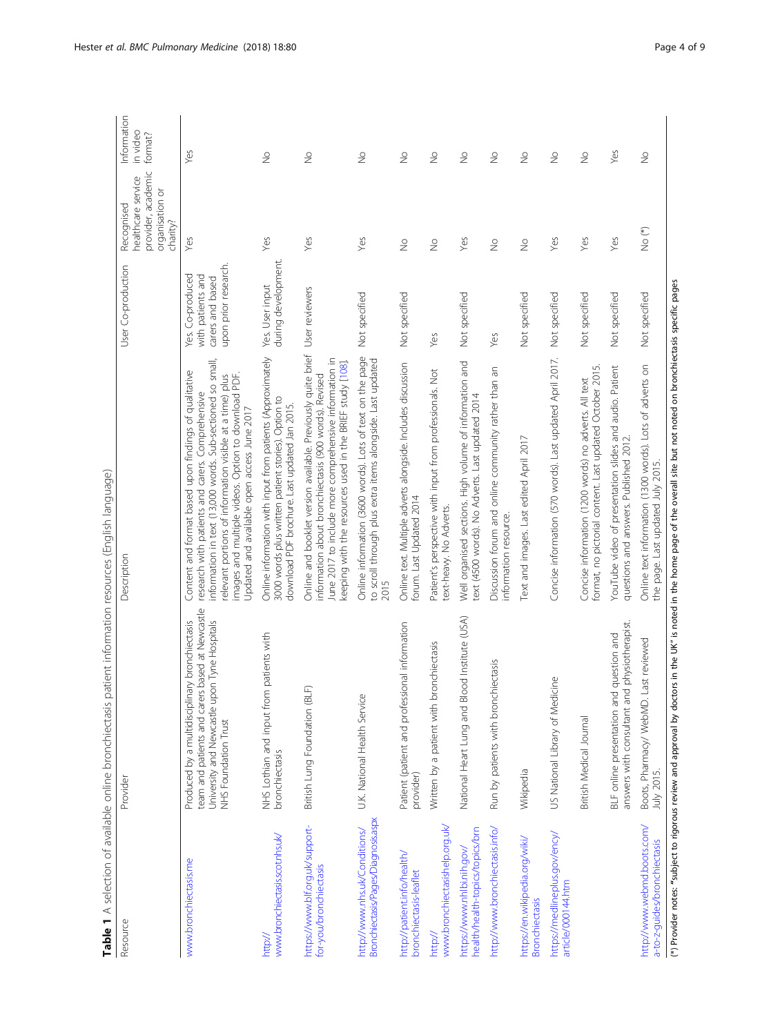**Table 1** A selection of available online bronchiectasis patient information resources (English language)

| Resource | Provider | Description | User Co-production | Recognised healthcare service provider, academic organisation or charity? | Information in video format? |
|---|---|---|---|---|---|
| www.bronchiectasis.me | Produced by a multidisciplinary bronchiectasis team and patients and carers based at Newcastle University and Newcastle upon Tyne Hospitals NHS Foundation Trust | Content and format based upon findings of qualitative research with patients and carers. Comprehensive information in text (13,000 words. Sub-sectioned so small, relevant portions of information visible at a time) plus images and multiple videos. Option to download PDF. Updated and available open access June 2017 | Yes. Co-produced with patients and carers and based upon prior research. | Yes | Yes |
| http://www.bronchiectasis.scot.nhs.uk/ | NHS Lothian and input from patients with bronchiectasis | Online information with input from patients (Approximately 3000 words plus written patient stories). Option to download PDF brochure. Last updated Jan 2015. | Yes. User input during development. | Yes | No |
| https://www.blf.org.uk/support-for-you/bronchiectasis | British Lung Foundation (BLF) | Online and booklet version available. Previously quite brief information about bronchiectasis (900 words). Revised June 2017 to include more comprehensive information in keeping with the resources used in the BRIEF study [108]. | User reviewers | Yes | No |
| http://www.nhs.uk/Conditions/Bronchiectasis/Pages/Diagnosis.aspx | U.K. National Health Service | Online information (3600 words). Lots of text on the page to scroll through plus extra items alongside. Last updated 2015 | Not specified | Yes | No |
| http://patient.info/health/bronchiectasis-leaflet | Patient (patient and professional information provider) | Online text. Multiple adverts alongside. Includes discussion forum. Last Updated 2014 | Not specified | No | No |
| http://www.bronchiectasishelp.org.uk/ | Written by a patient with bronchiectasis | Patient's perspective with input from professionals. Not text-heavy. No Adverts. | Yes | No | No |
| https://www.nhlbi.nih.gov/health/health-topics/topics/brn | National Heart Lung and Blood Institute (USA) | Well organised sections. High volume of information and text (4500 words). No Adverts. Last updated 2014 | Not specified | Yes | No |
| http://www.bronchiectasis.info/ | Run by patients with bronchiectasis | Discussion forum and online community rather than an information resource. | Yes | No | No |
| https://en.wikipedia.org/wiki/Bronchiectasis | Wikipedia | Text and images. Last edited April 2017 | Not specified | No | No |
| https://medlineplus.gov/ency/article/000144.htm | US National Library of Medicine | Concise information (570 words). Last updated April 2017. | Not specified | Yes | No |
| | British Medical Journal | Concise information (1200 words) no adverts. All text format, no pictorial content. Last updated October 2015. | Not specified | Yes | No |
| | BLF online presentation and question and answers with consultant and physiotherapist. | YouTube video of presentation slides and audio. Patient questions and answers. Published 2012. | Not specified | Yes | Yes |
| http://www.webmd.boots.com/a-to-z-guides/bronchiectasis | Boots, Pharmacy/ WebMD. Last reviewed July 2015. | Online text information (1300 words). Lots of adverts on the page. Last updated July 2015. | Not specified | No (*) | No |

(*) Provider notes: "subject to rigorous review and approval by doctors in the UK" is noted in the home page of the overall site but not noted on bronchiectasis specific pages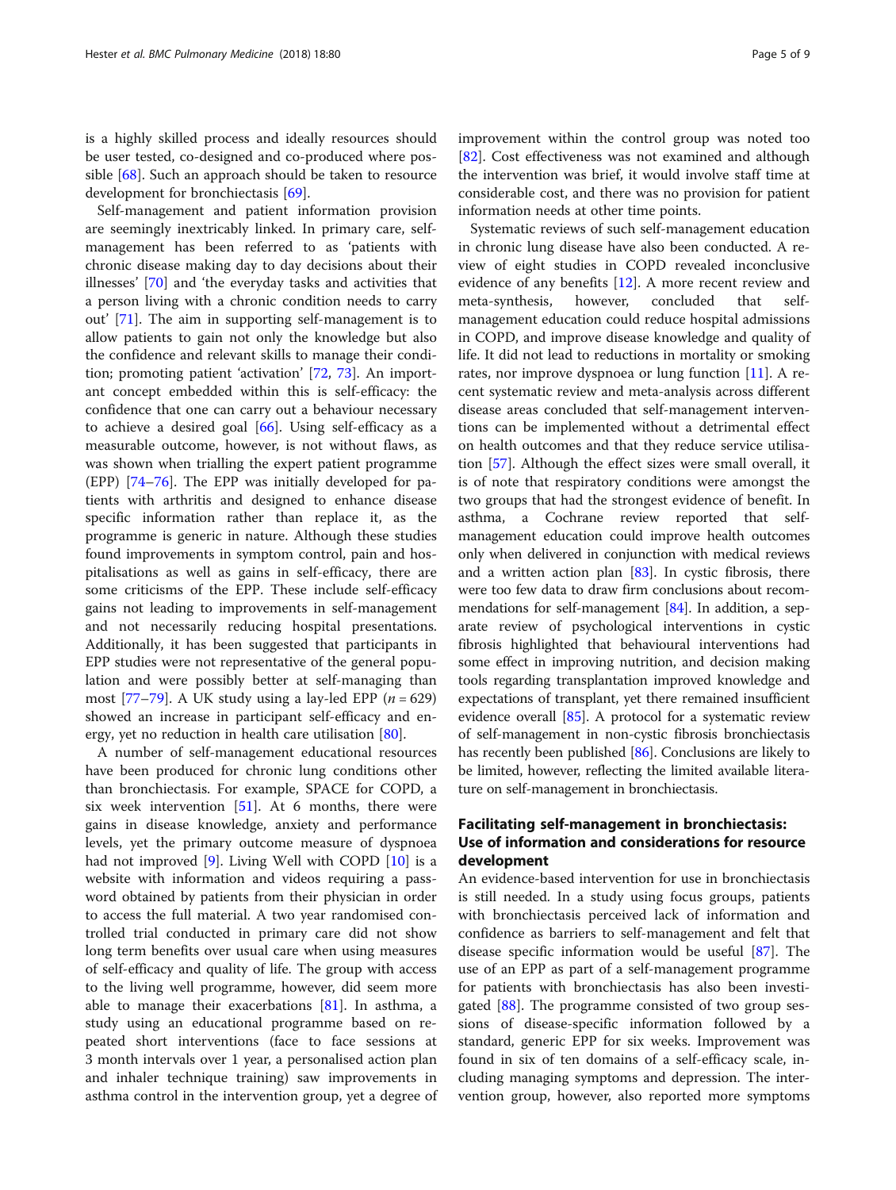is a highly skilled process and ideally resources should be user tested, co-designed and co-produced where possible [68]. Such an approach should be taken to resource development for bronchiectasis [69].

Self-management and patient information provision are seemingly inextricably linked. In primary care, self-management has been referred to as 'patients with chronic disease making day to day decisions about their illnesses' [70] and 'the everyday tasks and activities that a person living with a chronic condition needs to carry out' [71]. The aim in supporting self-management is to allow patients to gain not only the knowledge but also the confidence and relevant skills to manage their condition; promoting patient 'activation' [72, 73]. An important concept embedded within this is self-efficacy: the confidence that one can carry out a behaviour necessary to achieve a desired goal [66]. Using self-efficacy as a measurable outcome, however, is not without flaws, as was shown when trialling the expert patient programme (EPP) [74–76]. The EPP was initially developed for patients with arthritis and designed to enhance disease specific information rather than replace it, as the programme is generic in nature. Although these studies found improvements in symptom control, pain and hospitalisations as well as gains in self-efficacy, there are some criticisms of the EPP. These include self-efficacy gains not leading to improvements in self-management and not necessarily reducing hospital presentations. Additionally, it has been suggested that participants in EPP studies were not representative of the general population and were possibly better at self-managing than most [77–79]. A UK study using a lay-led EPP ($n = 629$) showed an increase in participant self-efficacy and energy, yet no reduction in health care utilisation [80].

A number of self-management educational resources have been produced for chronic lung conditions other than bronchiectasis. For example, SPACE for COPD, a six week intervention [51]. At 6 months, there were gains in disease knowledge, anxiety and performance levels, yet the primary outcome measure of dyspnoea had not improved [9]. Living Well with COPD [10] is a website with information and videos requiring a password obtained by patients from their physician in order to access the full material. A two year randomised controlled trial conducted in primary care did not show long term benefits over usual care when using measures of self-efficacy and quality of life. The group with access to the living well programme, however, did seem more able to manage their exacerbations [81]. In asthma, a study using an educational programme based on repeated short interventions (face to face sessions at 3 month intervals over 1 year, a personalised action plan and inhaler technique training) saw improvements in asthma control in the intervention group, yet a degree of improvement within the control group was noted too [82]. Cost effectiveness was not examined and although the intervention was brief, it would involve staff time at considerable cost, and there was no provision for patient information needs at other time points.

Systematic reviews of such self-management education in chronic lung disease have also been conducted. A review of eight studies in COPD revealed inconclusive evidence of any benefits [12]. A more recent review and meta-synthesis, however, concluded that self-management education could reduce hospital admissions in COPD, and improve disease knowledge and quality of life. It did not lead to reductions in mortality or smoking rates, nor improve dyspnoea or lung function [11]. A recent systematic review and meta-analysis across different disease areas concluded that self-management interventions can be implemented without a detrimental effect on health outcomes and that they reduce service utilisation [57]. Although the effect sizes were small overall, it is of note that respiratory conditions were amongst the two groups that had the strongest evidence of benefit. In asthma, a Cochrane review reported that self-management education could improve health outcomes only when delivered in conjunction with medical reviews and a written action plan [83]. In cystic fibrosis, there were too few data to draw firm conclusions about recommendations for self-management [84]. In addition, a separate review of psychological interventions in cystic fibrosis highlighted that behavioural interventions had some effect in improving nutrition, and decision making tools regarding transplantation improved knowledge and expectations of transplant, yet there remained insufficient evidence overall [85]. A protocol for a systematic review of self-management in non-cystic fibrosis bronchiectasis has recently been published [86]. Conclusions are likely to be limited, however, reflecting the limited available literature on self-management in bronchiectasis.

## Facilitating self-management in bronchiectasis: Use of information and considerations for resource development

An evidence-based intervention for use in bronchiectasis is still needed. In a study using focus groups, patients with bronchiectasis perceived lack of information and confidence as barriers to self-management and felt that disease specific information would be useful [87]. The use of an EPP as part of a self-management programme for patients with bronchiectasis has also been investigated [88]. The programme consisted of two group sessions of disease-specific information followed by a standard, generic EPP for six weeks. Improvement was found in six of ten domains of a self-efficacy scale, including managing symptoms and depression. The intervention group, however, also reported more symptoms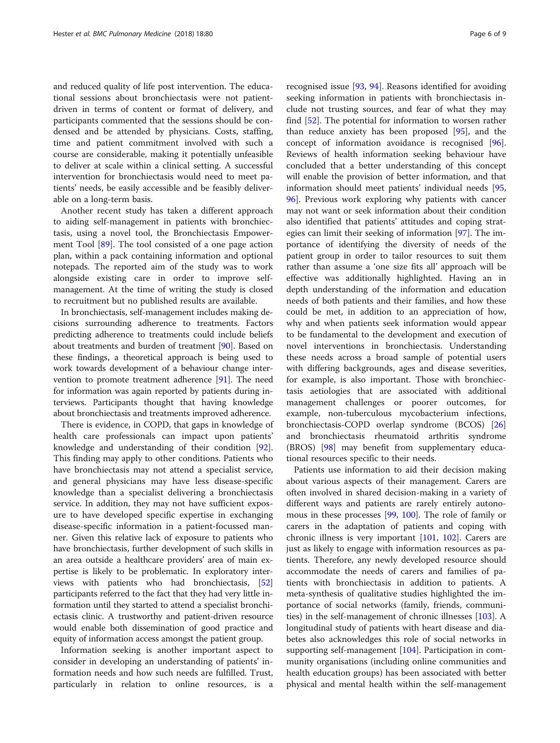and reduced quality of life post intervention. The educational sessions about bronchiectasis were not patient-driven in terms of content or format of delivery, and participants commented that the sessions should be condensed and be attended by physicians. Costs, staffing, time and patient commitment involved with such a course are considerable, making it potentially unfeasible to deliver at scale within a clinical setting. A successful intervention for bronchiectasis would need to meet patients' needs, be easily accessible and be feasibly deliverable on a long-term basis.

Another recent study has taken a different approach to aiding self-management in patients with bronchiectasis, using a novel tool, the Bronchiectasis Empowerment Tool [89]. The tool consisted of a one page action plan, within a pack containing information and optional notepads. The reported aim of the study was to work alongside existing care in order to improve self-management. At the time of writing the study is closed to recruitment but no published results are available.

In bronchiectasis, self-management includes making decisions surrounding adherence to treatments. Factors predicting adherence to treatments could include beliefs about treatments and burden of treatment [90]. Based on these findings, a theoretical approach is being used to work towards development of a behaviour change intervention to promote treatment adherence [91]. The need for information was again reported by patients during interviews. Participants thought that having knowledge about bronchiectasis and treatments improved adherence.

There is evidence, in COPD, that gaps in knowledge of health care professionals can impact upon patients' knowledge and understanding of their condition [92]. This finding may apply to other conditions. Patients who have bronchiectasis may not attend a specialist service, and general physicians may have less disease-specific knowledge than a specialist delivering a bronchiectasis service. In addition, they may not have sufficient exposure to have developed specific expertise in exchanging disease-specific information in a patient-focussed manner. Given this relative lack of exposure to patients who have bronchiectasis, further development of such skills in an area outside a healthcare providers' area of main expertise is likely to be problematic. In exploratory interviews with patients who had bronchiectasis, [52] participants referred to the fact that they had very little information until they started to attend a specialist bronchiectasis clinic. A trustworthy and patient-driven resource would enable both dissemination of good practice and equity of information access amongst the patient group.

Information seeking is another important aspect to consider in developing an understanding of patients' information needs and how such needs are fulfilled. Trust, particularly in relation to online resources, is a recognised issue [93, 94]. Reasons identified for avoiding seeking information in patients with bronchiectasis include not trusting sources, and fear of what they may find [52]. The potential for information to worsen rather than reduce anxiety has been proposed [95], and the concept of information avoidance is recognised [96]. Reviews of health information seeking behaviour have concluded that a better understanding of this concept will enable the provision of better information, and that information should meet patients' individual needs [95, 96]. Previous work exploring why patients with cancer may not want or seek information about their condition also identified that patients' attitudes and coping strategies can limit their seeking of information [97]. The importance of identifying the diversity of needs of the patient group in order to tailor resources to suit them rather than assume a 'one size fits all' approach will be effective was additionally highlighted. Having an in depth understanding of the information and education needs of both patients and their families, and how these could be met, in addition to an appreciation of how, why and when patients seek information would appear to be fundamental to the development and execution of novel interventions in bronchiectasis. Understanding these needs across a broad sample of potential users with differing backgrounds, ages and disease severities, for example, is also important. Those with bronchiectasis aetiologies that are associated with additional management challenges or poorer outcomes, for example, non-tuberculous mycobacterium infections, bronchiectasis-COPD overlap syndrome (BCOS) [26] and bronchiectasis rheumatoid arthritis syndrome (BROS) [98] may benefit from supplementary educational resources specific to their needs.

Patients use information to aid their decision making about various aspects of their management. Carers are often involved in shared decision-making in a variety of different ways and patients are rarely entirely autonomous in these processes [99, 100]. The role of family or carers in the adaptation of patients and coping with chronic illness is very important [101, 102]. Carers are just as likely to engage with information resources as patients. Therefore, any newly developed resource should accommodate the needs of carers and families of patients with bronchiectasis in addition to patients. A meta-synthesis of qualitative studies highlighted the importance of social networks (family, friends, communities) in the self-management of chronic illnesses [103]. A longitudinal study of patients with heart disease and diabetes also acknowledges this role of social networks in supporting self-management [104]. Participation in community organisations (including online communities and health education groups) has been associated with better physical and mental health within the self-management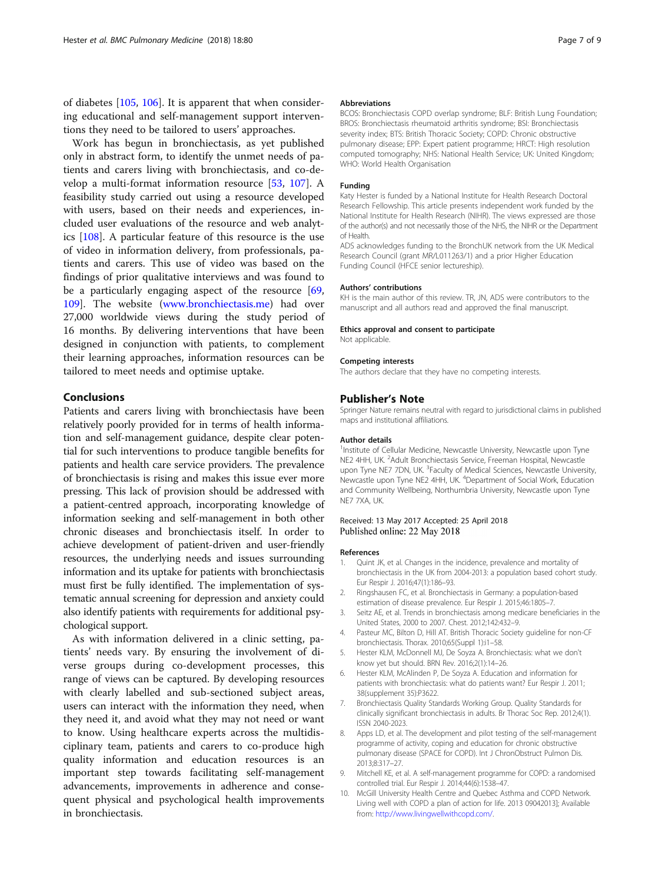of diabetes [105, 106]. It is apparent that when considering educational and self-management support interventions they need to be tailored to users' approaches.

Work has begun in bronchiectasis, as yet published only in abstract form, to identify the unmet needs of patients and carers living with bronchiectasis, and co-develop a multi-format information resource [53, 107]. A feasibility study carried out using a resource developed with users, based on their needs and experiences, included user evaluations of the resource and web analytics [108]. A particular feature of this resource is the use of video in information delivery, from professionals, patients and carers. This use of video was based on the findings of prior qualitative interviews and was found to be a particularly engaging aspect of the resource [69, 109]. The website (www.bronchiectasis.me) had over 27,000 worldwide views during the study period of 16 months. By delivering interventions that have been designed in conjunction with patients, to complement their learning approaches, information resources can be tailored to meet needs and optimise uptake.

## Conclusions

Patients and carers living with bronchiectasis have been relatively poorly provided for in terms of health information and self-management guidance, despite clear potential for such interventions to produce tangible benefits for patients and health care service providers. The prevalence of bronchiectasis is rising and makes this issue ever more pressing. This lack of provision should be addressed with a patient-centred approach, incorporating knowledge of information seeking and self-management in both other chronic diseases and bronchiectasis itself. In order to achieve development of patient-driven and user-friendly resources, the underlying needs and issues surrounding information and its uptake for patients with bronchiectasis must first be fully identified. The implementation of systematic annual screening for depression and anxiety could also identify patients with requirements for additional psychological support.

As with information delivered in a clinic setting, patients' needs vary. By ensuring the involvement of diverse groups during co-development processes, this range of views can be captured. By developing resources with clearly labelled and sub-sectioned subject areas, users can interact with the information they need, when they need it, and avoid what they may not need or want to know. Using healthcare experts across the multidisciplinary team, patients and carers to co-produce high quality information and education resources is an important step towards facilitating self-management advancements, improvements in adherence and consequent physical and psychological health improvements in bronchiectasis.

### Abbreviations

BCOS: Bronchiectasis COPD overlap syndrome; BLF: British Lung Foundation; BROS: Bronchiectasis rheumatoid arthritis syndrome; BSI: Bronchiectasis severity index; BTS: British Thoracic Society; COPD: Chronic obstructive pulmonary disease; EPP: Expert patient programme; HRCT: High resolution computed tomography; NHS: National Health Service; UK: United Kingdom; WHO: World Health Organisation

### Funding

Katy Hester is funded by a National Institute for Health Research Doctoral Research Fellowship. This article presents independent work funded by the National Institute for Health Research (NIHR). The views expressed are those of the author(s) and not necessarily those of the NHS, the NIHR or the Department of Health.

ADS acknowledges funding to the BronchUK network from the UK Medical Research Council (grant MR/L011263/1) and a prior Higher Education Funding Council (HFCE senior lectureship).

### Authors' contributions

KH is the main author of this review. TR, JN, ADS were contributors to the manuscript and all authors read and approved the final manuscript.

### Ethics approval and consent to participate

Not applicable.

### Competing interests

The authors declare that they have no competing interests.

## Publisher's Note

Springer Nature remains neutral with regard to jurisdictional claims in published maps and institutional affiliations.

### Author details

[1]Institute of Cellular Medicine, Newcastle University, Newcastle upon Tyne NE2 4HH, UK. [2]Adult Bronchiectasis Service, Freeman Hospital, Newcastle upon Tyne NE7 7DN, UK. [3]Faculty of Medical Sciences, Newcastle University, Newcastle upon Tyne NE2 4HH, UK. [4]Department of Social Work, Education and Community Wellbeing, Northumbria University, Newcastle upon Tyne NE7 7XA, UK.

Received: 13 May 2017 Accepted: 25 April 2018
Published online: 22 May 2018

### References

1. Quint JK, et al. Changes in the incidence, prevalence and mortality of bronchiectasis in the UK from 2004-2013: a population based cohort study. Eur Respir J. 2016;47(1):186–93.
2. Ringshausen FC, et al. Bronchiectasis in Germany: a population-based estimation of disease prevalence. Eur Respir J. 2015;46:1805–7.
3. Seitz AE, et al. Trends in bronchiectasis among medicare beneficiaries in the United States, 2000 to 2007. Chest. 2012;142:432–9.
4. Pasteur MC, Bilton D, Hill AT. British Thoracic Society guideline for non-CF bronchiectasis. Thorax. 2010;65(Suppl 1):i1–58.
5. Hester KLM, McDonnell MJ, De Soyza A. Bronchiectasis: what we don't know yet but should. BRN Rev. 2016;2(1):14–26.
6. Hester KLM, McAlinden P, De Soyza A. Education and information for patients with bronchiectasis: what do patients want? Eur Respir J. 2011; 38(supplement 35):P3622.
7. Bronchiectasis Quality Standards Working Group. Quality Standards for clinically significant bronchiectasis in adults. Br Thorac Soc Rep. 2012;4(1). ISSN 2040-2023.
8. Apps LD, et al. The development and pilot testing of the self-management programme of activity, coping and education for chronic obstructive pulmonary disease (SPACE for COPD). Int J ChronObstruct Pulmon Dis. 2013;8:317–27.
9. Mitchell KE, et al. A self-management programme for COPD: a randomised controlled trial. Eur Respir J. 2014;44(6):1538–47.
10. McGill University Health Centre and Quebec Asthma and COPD Network. Living well with COPD a plan of action for life. 2013 09042013]; Available from: http://www.livingwellwithcopd.com/.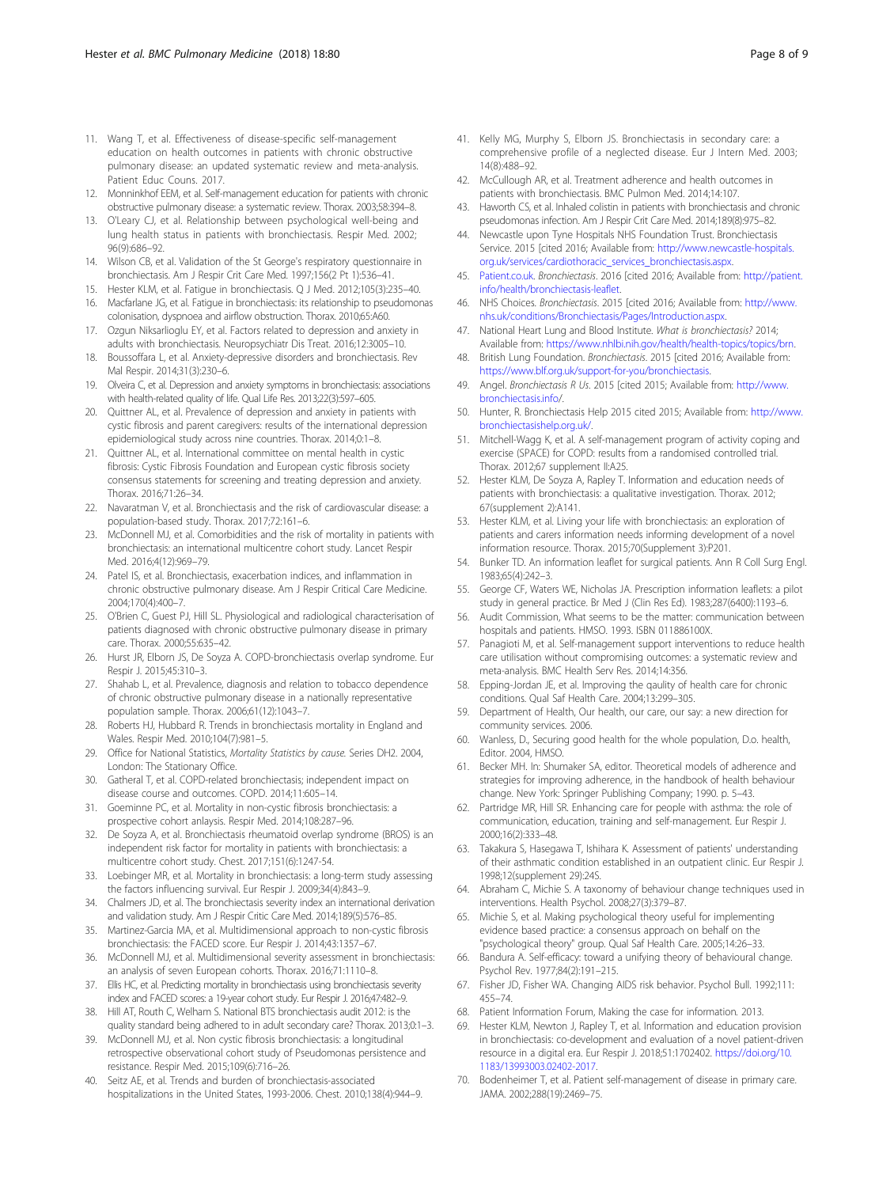11. Wang T, et al. Effectiveness of disease-specific self-management education on health outcomes in patients with chronic obstructive pulmonary disease: an updated systematic review and meta-analysis. Patient Educ Couns. 2017.
12. Monninkhof EEM, et al. Self-management education for patients with chronic obstructive pulmonary disease: a systematic review. Thorax. 2003;58:394–8.
13. O'Leary CJ, et al. Relationship between psychological well-being and lung health status in patients with bronchiectasis. Respir Med. 2002; 96(9):686–92.
14. Wilson CB, et al. Validation of the St George's respiratory questionnaire in bronchiectasis. Am J Respir Crit Care Med. 1997;156(2 Pt 1):536–41.
15. Hester KLM, et al. Fatigue in bronchiectasis. Q J Med. 2012;105(3):235–40.
16. Macfarlane JG, et al. Fatigue in bronchiectasis: its relationship to pseudomonas colonisation, dyspnoea and airflow obstruction. Thorax. 2010;65:A60.
17. Ozgun Niksarlioglu EY, et al. Factors related to depression and anxiety in adults with bronchiectasis. Neuropsychiatr Dis Treat. 2016;12:3005–10.
18. Boussoffara L, et al. Anxiety-depressive disorders and bronchiectasis. Rev Mal Respir. 2014;31(3):230–6.
19. Olveira C, et al. Depression and anxiety symptoms in bronchiectasis: associations with health-related quality of life. Qual Life Res. 2013;22(3):597–605.
20. Quittner AL, et al. Prevalence of depression and anxiety in patients with cystic fibrosis and parent caregivers: results of the international depression epidemiological study across nine countries. Thorax. 2014;0:1–8.
21. Quittner AL, et al. International committee on mental health in cystic fibrosis: Cystic Fibrosis Foundation and European cystic fibrosis society consensus statements for screening and treating depression and anxiety. Thorax. 2016;71:26–34.
22. Navaratman V, et al. Bronchiectasis and the risk of cardiovascular disease: a population-based study. Thorax. 2017;72:161–6.
23. McDonnell MJ, et al. Comorbidities and the risk of mortality in patients with bronchiectasis: an international multicentre cohort study. Lancet Respir Med. 2016;4(12):969–79.
24. Patel IS, et al. Bronchiectasis, exacerbation indices, and inflammation in chronic obstructive pulmonary disease. Am J Respir Critical Care Medicine. 2004;170(4):400–7.
25. O'Brien C, Guest PJ, Hill SL. Physiological and radiological characterisation of patients diagnosed with chronic obstructive pulmonary disease in primary care. Thorax. 2000;55:635–42.
26. Hurst JR, Elborn JS, De Soyza A. COPD-bronchiectasis overlap syndrome. Eur Respir J. 2015;45:310–3.
27. Shahab L, et al. Prevalence, diagnosis and relation to tobacco dependence of chronic obstructive pulmonary disease in a nationally representative population sample. Thorax. 2006;61(12):1043–7.
28. Roberts HJ, Hubbard R. Trends in bronchiectasis mortality in England and Wales. Respir Med. 2010;104(7):981–5.
29. Office for National Statistics, *Mortality Statistics by cause*. Series DH2. 2004, London: The Stationary Office.
30. Gatheral T, et al. COPD-related bronchiectasis; independent impact on disease course and outcomes. COPD. 2014;11:605–14.
31. Goeminne PC, et al. Mortality in non-cystic fibrosis bronchiectasis: a prospective cohort anlaysis. Respir Med. 2014;108:287–96.
32. De Soyza A, et al. Bronchiectasis rheumatoid overlap syndrome (BROS) is an independent risk factor for mortality in patients with bronchiectasis: a multicentre cohort study. Chest. 2017;151(6):1247-54.
33. Loebinger MR, et al. Mortality in bronchiectasis: a long-term study assessing the factors influencing survival. Eur Respir J. 2009;34(4):843–9.
34. Chalmers JD, et al. The bronchiectasis severity index an international derivation and validation study. Am J Respir Critic Care Med. 2014;189(5):576–85.
35. Martinez-Garcia MA, et al. Multidimensional approach to non-cystic fibrosis bronchiectasis: the FACED score. Eur Respir J. 2014;43:1357–67.
36. McDonnell MJ, et al. Multidimensional severity assessment in bronchiectasis: an analysis of seven European cohorts. Thorax. 2016;71:1110–8.
37. Ellis HC, et al. Predicting mortality in bronchiectasis using bronchiectasis severity index and FACED scores: a 19-year cohort study. Eur Respir J. 2016;47:482–9.
38. Hill AT, Routh C, Welham S. National BTS bronchiectasis audit 2012: is the quality standard being adhered to in adult secondary care? Thorax. 2013;0:1–3.
39. McDonnell MJ, et al. Non cystic fibrosis bronchiectasis: a longitudinal retrospective observational cohort study of Pseudomonas persistence and resistance. Respir Med. 2015;109(6):716–26.
40. Seitz AE, et al. Trends and burden of bronchiectasis-associated hospitalizations in the United States, 1993-2006. Chest. 2010;138(4):944–9.
41. Kelly MG, Murphy S, Elborn JS. Bronchiectasis in secondary care: a comprehensive profile of a neglected disease. Eur J Intern Med. 2003; 14(8):488–92.
42. McCullough AR, et al. Treatment adherence and health outcomes in patients with bronchiectasis. BMC Pulmon Med. 2014;14:107.
43. Haworth CS, et al. Inhaled colistin in patients with bronchiectasis and chronic pseudomonas infection. Am J Respir Crit Care Med. 2014;189(8):975–82.
44. Newcastle upon Tyne Hospitals NHS Foundation Trust. Bronchiectasis Service. 2015 [cited 2016; Available from: http://www.newcastle-hospitals.org.uk/services/cardiothoracic_services_bronchiectasis.aspx.
45. Patient.co.uk. *Bronchiectasis*. 2016 [cited 2016; Available from: http://patient.info/health/bronchiectasis-leaflet.
46. NHS Choices. *Bronchiectasis*. 2015 [cited 2016; Available from: http://www.nhs.uk/conditions/Bronchiectasis/Pages/Introduction.aspx.
47. National Heart Lung and Blood Institute. *What is bronchiectasis?* 2014; Available from: https://www.nhlbi.nih.gov/health/health-topics/topics/brn.
48. British Lung Foundation. *Bronchiectasis*. 2015 [cited 2016; Available from: https://www.blf.org.uk/support-for-you/bronchiectasis.
49. Angel. *Bronchiectasis R Us*. 2015 [cited 2015; Available from: http://www.bronchiectasis.info/.
50. Hunter, R. Bronchiectasis Help 2015 cited 2015; Available from: http://www.bronchiectasishelp.org.uk/.
51. Mitchell-Wagg K, et al. A self-management program of activity coping and exercise (SPACE) for COPD: results from a randomised controlled trial. Thorax. 2012;67 supplement II:A25.
52. Hester KLM, De Soyza A, Rapley T. Information and education needs of patients with bronchiectasis: a qualitative investigation. Thorax. 2012; 67(supplement 2):A141.
53. Hester KLM, et al. Living your life with bronchiectasis: an exploration of patients and carers information needs informing development of a novel information resource. Thorax. 2015;70(Supplement 3):P201.
54. Bunker TD. An information leaflet for surgical patients. Ann R Coll Surg Engl. 1983;65(4):242–3.
55. George CF, Waters WE, Nicholas JA. Prescription information leaflets: a pilot study in general practice. Br Med J (Clin Res Ed). 1983;287(6400):1193–6.
56. Audit Commission, What seems to be the matter: communication between hospitals and patients. HMSO. 1993. ISBN 011886100X.
57. Panagioti M, et al. Self-management support interventions to reduce health care utilisation without compromising outcomes: a systematic review and meta-analysis. BMC Health Serv Res. 2014;14:356.
58. Epping-Jordan JE, et al. Improving the qaulity of health care for chronic conditions. Qual Saf Health Care. 2004;13:299–305.
59. Department of Health, Our health, our care, our say: a new direction for community services. 2006.
60. Wanless, D., Securing good health for the whole population, D.o. health, Editor. 2004, HMSO.
61. Becker MH. In: Shumaker SA, editor. Theoretical models of adherence and strategies for improving adherence, in the handbook of health behaviour change. New York: Springer Publishing Company; 1990. p. 5–43.
62. Partridge MR, Hill SR. Enhancing care for people with asthma: the role of communication, education, training and self-management. Eur Respir J. 2000;16(2):333–48.
63. Takakura S, Hasegawa T, Ishihara K. Assessment of patients' understanding of their asthmatic condition established in an outpatient clinic. Eur Respir J. 1998;12(supplement 29):24S.
64. Abraham C, Michie S. A taxonomy of behaviour change techniques used in interventions. Health Psychol. 2008;27(3):379–87.
65. Michie S, et al. Making psychological theory useful for implementing evidence based practice: a consensus approach on behalf on the "psychological theory" group. Qual Saf Health Care. 2005;14:26–33.
66. Bandura A. Self-efficacy: toward a unifying theory of behavioural change. Psychol Rev. 1977;84(2):191–215.
67. Fisher JD, Fisher WA. Changing AIDS risk behavior. Psychol Bull. 1992;111: 455–74.
68. Patient Information Forum, Making the case for information. 2013.
69. Hester KLM, Newton J, Rapley T, et al. Information and education provision in bronchiectasis: co-development and evaluation of a novel patient-driven resource in a digital era. Eur Respir J. 2018;51:1702402. https://doi.org/10.1183/13993003.02402-2017.
70. Bodenheimer T, et al. Patient self-management of disease in primary care. JAMA. 2002;288(19):2469–75.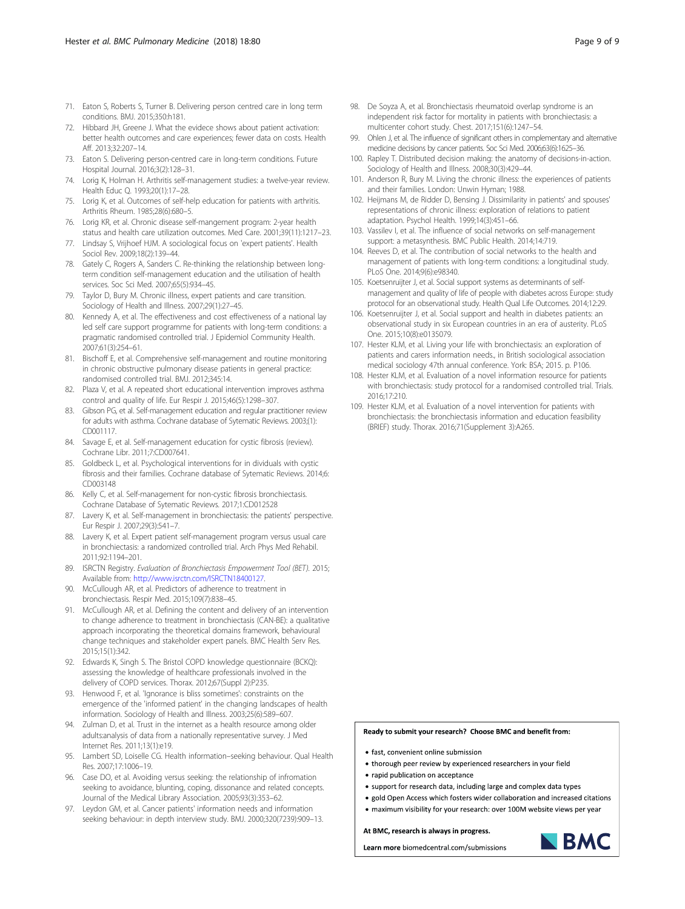71. Eaton S, Roberts S, Turner B. Delivering person centred care in long term conditions. BMJ. 2015;350:h181.
72. Hibbard JH, Greene J. What the evidece shows about patient activation: better health outcomes and care experiences; fewer data on costs. Health Aff. 2013;32:207–14.
73. Eaton S. Delivering person-centred care in long-term conditions. Future Hospital Journal. 2016;3(2):128–31.
74. Lorig K, Holman H. Arthritis self-management studies: a twelve-year review. Health Educ Q. 1993;20(1):17–28.
75. Lorig K, et al. Outcomes of self-help education for patients with arthritis. Arthritis Rheum. 1985;28(6):680–5.
76. Lorig KR, et al. Chronic disease self-mangement program: 2-year health status and health care utilization outcomes. Med Care. 2001;39(11):1217–23.
77. Lindsay S, Vrijhoef HJM. A sociological focus on 'expert patients'. Health Sociol Rev. 2009;18(2):139–44.
78. Gately C, Rogers A, Sanders C. Re-thinking the relationship between long-term condition self-management education and the utilisation of health services. Soc Sci Med. 2007;65(5):934–45.
79. Taylor D, Bury M. Chronic illness, expert patients and care transition. Sociology of Health and Illness. 2007;29(1):27–45.
80. Kennedy A, et al. The effectiveness and cost effectiveness of a national lay led self care support programme for patients with long-term conditions: a pragmatic randomised controlled trial. J Epidemiol Community Health. 2007;61(3):254–61.
81. Bischoff E, et al. Comprehensive self-management and routine monitoring in chronic obstructive pulmonary disease patients in general practice: randomised controlled trial. BMJ. 2012;345:14.
82. Plaza V, et al. A repeated short educational intervention improves asthma control and quality of life. Eur Respir J. 2015;46(5):1298–307.
83. Gibson PG, et al. Self-management education and regular practitioner review for adults with asthma. Cochrane database of Sytematic Reviews. 2003;(1): CD001117.
84. Savage E, et al. Self-management education for cystic fibrosis (review). Cochrane Libr. 2011;7:CD007641.
85. Goldbeck L, et al. Psychological interventions for in dividuals with cystic fibrosis and their families. Cochrane database of Sytematic Reviews. 2014;6: CD003148
86. Kelly C, et al. Self-management for non-cystic fibrosis bronchiectasis. Cochrane Database of Sytematic Reviews. 2017;1:CD012528
87. Lavery K, et al. Self-management in bronchiectasis: the patients' perspective. Eur Respir J. 2007;29(3):541–7.
88. Lavery K, et al. Expert patient self-management program versus usual care in bronchiectasis: a randomized controlled trial. Arch Phys Med Rehabil. 2011;92:1194–201.
89. ISRCTN Registry. *Evaluation of Bronchiectasis Empowerment Tool (BET).* 2015; Available from: http://www.isrctn.com/ISRCTN18400127.
90. McCullough AR, et al. Predictors of adherence to treatment in bronchiectasis. Respir Med. 2015;109(7):838–45.
91. McCullough AR, et al. Defining the content and delivery of an intervention to change adherence to treatment in bronchiectasis (CAN-BE): a qualitative approach incorporating the theoretical domains framework, behavioural change techniques and stakeholder expert panels. BMC Health Serv Res. 2015;15(1):342.
92. Edwards K, Singh S. The Bristol COPD knowledge questionnaire (BCKQ): assessing the knowledge of healthcare professionals involved in the delivery of COPD services. Thorax. 2012;67(Suppl 2):P235.
93. Henwood F, et al. 'Ignorance is bliss sometimes': constraints on the emergence of the 'informed patient' in the changing landscapes of health information. Sociology of Health and Illness. 2003;25(6):589–607.
94. Zulman D, et al. Trust in the internet as a health resource among older adults:analysis of data from a nationally representative survey. J Med Internet Res. 2011;13(1):e19.
95. Lambert SD, Loiselle CG. Health information–seeking behaviour. Qual Health Res. 2007;17:1006–19.
96. Case DO, et al. Avoiding versus seeking: the relationship of infromation seeking to avoidance, blunting, coping, dissonance and related concepts. Journal of the Medical Library Association. 2005;93(3):353–62.
97. Leydon GM, et al. Cancer patients' information needs and information seeking behaviour: in depth interview study. BMJ. 2000;320(7239):909–13.
98. De Soyza A, et al. Bronchiectasis rheumatoid overlap syndrome is an independent risk factor for mortality in patients with bronchiectasis: a multicenter cohort study. Chest. 2017;151(6):1247–54.
99. Ohlen J, et al. The influence of significant others in complementary and alternative medicine decisions by cancer patients. Soc Sci Med. 2006;63(6):1625–36.
100. Rapley T. Distributed decision making: the anatomy of decisions-in-action. Sociology of Health and Illness. 2008;30(3):429–44.
101. Anderson R, Bury M. Living the chronic illness: the experiences of patients and their families. London: Unwin Hyman; 1988.
102. Heijmans M, de Ridder D, Bensing J. Dissimilarity in patients' and spouses' representations of chronic illness: exploration of relations to patient adaptation. Psychol Health. 1999;14(3):451–66.
103. Vassilev I, et al. The influence of social networks on self-management support: a metasynthesis. BMC Public Health. 2014;14:719.
104. Reeves D, et al. The contribution of social networks to the health and management of patients with long-term conditions: a longitudinal study. PLoS One. 2014;9(6):e98340.
105. Koetsenruijter J, et al. Social support systems as determinants of self-management and quality of life of people with diabetes across Europe: study protocol for an observational study. Health Qual Life Outcomes. 2014;12:29.
106. Koetsenruijter J, et al. Social support and health in diabetes patients: an observational study in six European countries in an era of austerity. PLoS One. 2015;10(8):e0135079.
107. Hester KLM, et al. Living your life with bronchiectasis: an exploration of patients and carers information needs., in British sociological association medical sociology 47th annual conference. York: BSA; 2015. p. P106.
108. Hester KLM, et al. Evaluation of a novel information resource for patients with bronchiectasis: study protocol for a randomised controlled trial. Trials. 2016;17:210.
109. Hester KLM, et al. Evaluation of a novel intervention for patients with bronchiectasis: the bronchiectasis information and education feasibility (BRIEF) study. Thorax. 2016;71(Supplement 3):A265.

**Ready to submit your research? Choose BMC and benefit from:**

- fast, convenient online submission
- thorough peer review by experienced researchers in your field
- rapid publication on acceptance
- support for research data, including large and complex data types
- gold Open Access which fosters wider collaboration and increased citations
- maximum visibility for your research: over 100M website views per year

**At BMC, research is always in progress.**

**Learn more** biomedcentral.com/submissions

BMC